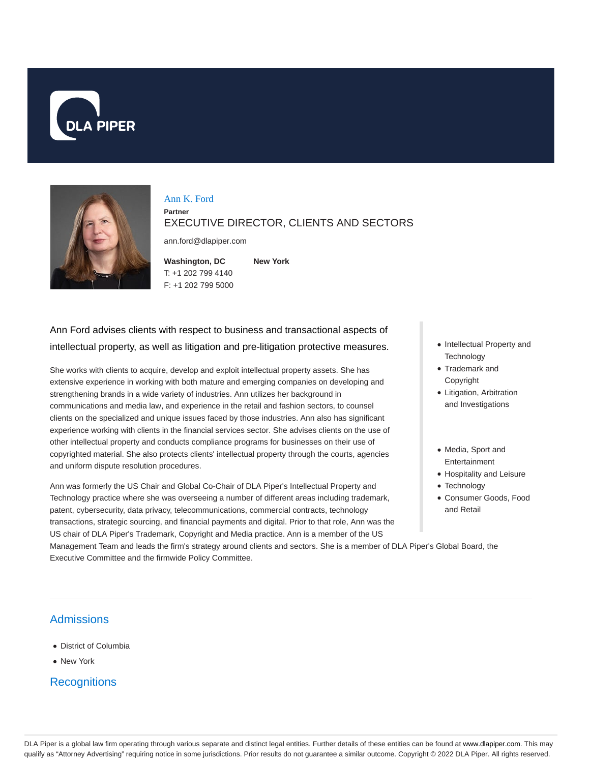# Ann K. Ford

**Partner**

EXECUTIVE DIRECTOR, CLIENTS AND SECTORS

ann.ford@dlapiper.com

**Washington, DC**
T: +1 202 799 4140
F: +1 202 799 5000

**New York**

Ann Ford advises clients with respect to business and transactional aspects of intellectual property, as well as litigation and pre-litigation protective measures.

She works with clients to acquire, develop and exploit intellectual property assets. She has extensive experience in working with both mature and emerging companies on developing and strengthening brands in a wide variety of industries. Ann utilizes her background in communications and media law, and experience in the retail and fashion sectors, to counsel clients on the specialized and unique issues faced by those industries. Ann also has significant experience working with clients in the financial services sector. She advises clients on the use of other intellectual property and conducts compliance programs for businesses on their use of copyrighted material. She also protects clients' intellectual property through the courts, agencies and uniform dispute resolution procedures.

Ann was formerly the US Chair and Global Co-Chair of DLA Piper's Intellectual Property and Technology practice where she was overseeing a number of different areas including trademark, patent, cybersecurity, data privacy, telecommunications, commercial contracts, technology transactions, strategic sourcing, and financial payments and digital. Prior to that role, Ann was the US chair of DLA Piper's Trademark, Copyright and Media practice. Ann is a member of the US Management Team and leads the firm's strategy around clients and sectors. She is a member of DLA Piper's Global Board, the Executive Committee and the firmwide Policy Committee.

- Intellectual Property and Technology
- Trademark and Copyright
- Litigation, Arbitration and Investigations

- Media, Sport and Entertainment
- Hospitality and Leisure
- Technology
- Consumer Goods, Food and Retail

## Admissions

- District of Columbia
- New York

## Recognitions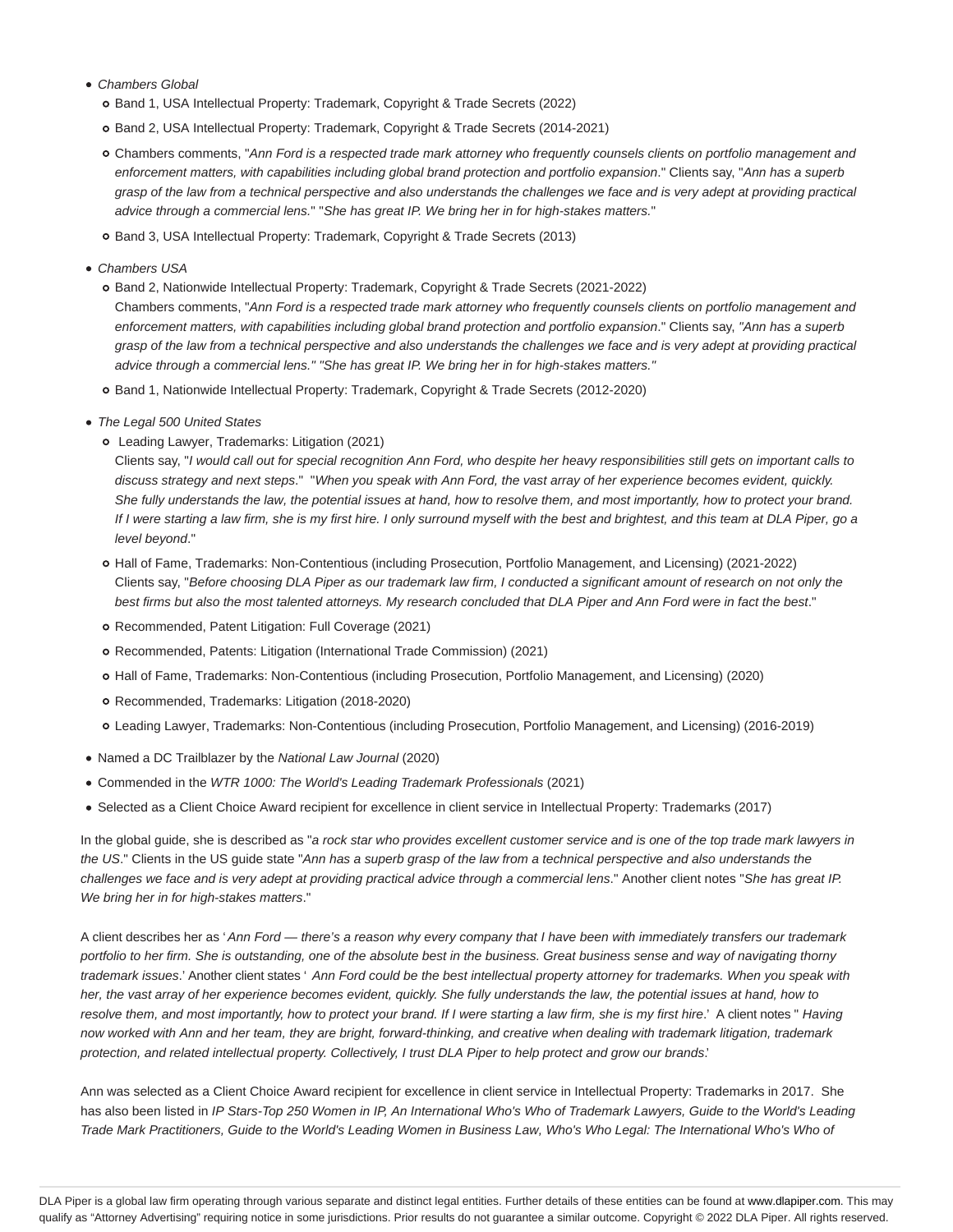- *Chambers Global*
  - Band 1, USA Intellectual Property: Trademark, Copyright & Trade Secrets (2022)
  - Band 2, USA Intellectual Property: Trademark, Copyright & Trade Secrets (2014-2021)
  - Chambers comments, "*Ann Ford is a respected trade mark attorney who frequently counsels clients on portfolio management and enforcement matters, with capabilities including global brand protection and portfolio expansion*." Clients say, "*Ann has a superb grasp of the law from a technical perspective and also understands the challenges we face and is very adept at providing practical advice through a commercial lens.*" "*She has great IP. We bring her in for high-stakes matters.*"
  - Band 3, USA Intellectual Property: Trademark, Copyright & Trade Secrets (2013)
- *Chambers USA*
  - Band 2, Nationwide Intellectual Property: Trademark, Copyright & Trade Secrets (2021-2022)
    Chambers comments, "*Ann Ford is a respected trade mark attorney who frequently counsels clients on portfolio management and enforcement matters, with capabilities including global brand protection and portfolio expansion*." Clients say, *"Ann has a superb grasp of the law from a technical perspective and also understands the challenges we face and is very adept at providing practical advice through a commercial lens." "She has great IP. We bring her in for high-stakes matters."*
  - Band 1, Nationwide Intellectual Property: Trademark, Copyright & Trade Secrets (2012-2020)
- *The Legal 500 United States*
  - Leading Lawyer, Trademarks: Litigation (2021)
    Clients say, "*I would call out for special recognition Ann Ford, who despite her heavy responsibilities still gets on important calls to discuss strategy and next steps*." "*When you speak with Ann Ford, the vast array of her experience becomes evident, quickly. She fully understands the law, the potential issues at hand, how to resolve them, and most importantly, how to protect your brand. If I were starting a law firm, she is my first hire. I only surround myself with the best and brightest, and this team at DLA Piper, go a level beyond*."
  - Hall of Fame, Trademarks: Non-Contentious (including Prosecution, Portfolio Management, and Licensing) (2021-2022)
    Clients say, "*Before choosing DLA Piper as our trademark law firm, I conducted a significant amount of research on not only the best firms but also the most talented attorneys. My research concluded that DLA Piper and Ann Ford were in fact the best*."
  - Recommended, Patent Litigation: Full Coverage (2021)
  - Recommended, Patents: Litigation (International Trade Commission) (2021)
  - Hall of Fame, Trademarks: Non-Contentious (including Prosecution, Portfolio Management, and Licensing) (2020)
  - Recommended, Trademarks: Litigation (2018-2020)
  - Leading Lawyer, Trademarks: Non-Contentious (including Prosecution, Portfolio Management, and Licensing) (2016-2019)
- Named a DC Trailblazer by the *National Law Journal* (2020)
- Commended in the *WTR 1000: The World's Leading Trademark Professionals* (2021)
- Selected as a Client Choice Award recipient for excellence in client service in Intellectual Property: Trademarks (2017)

In the global guide, she is described as "*a rock star who provides excellent customer service and is one of the top trade mark lawyers in the US*." Clients in the US guide state "*Ann has a superb grasp of the law from a technical perspective and also understands the challenges we face and is very adept at providing practical advice through a commercial lens*." Another client notes "*She has great IP. We bring her in for high-stakes matters*."

A client describes her as '*Ann Ford — there's a reason why every company that I have been with immediately transfers our trademark portfolio to her firm. She is outstanding, one of the absolute best in the business. Great business sense and way of navigating thorny trademark issues*.' Another client states ' *Ann Ford could be the best intellectual property attorney for trademarks. When you speak with her, the vast array of her experience becomes evident, quickly. She fully understands the law, the potential issues at hand, how to resolve them, and most importantly, how to protect your brand. If I were starting a law firm, she is my first hire*.' A client notes " *Having now worked with Ann and her team, they are bright, forward-thinking, and creative when dealing with trademark litigation, trademark protection, and related intellectual property. Collectively, I trust DLA Piper to help protect and grow our brands*.'

Ann was selected as a Client Choice Award recipient for excellence in client service in Intellectual Property: Trademarks in 2017. She has also been listed in *IP Stars-Top 250 Women in IP, An International Who's Who of Trademark Lawyers, Guide to the World's Leading Trade Mark Practitioners, Guide to the World's Leading Women in Business Law, Who's Who Legal: The International Who's Who of*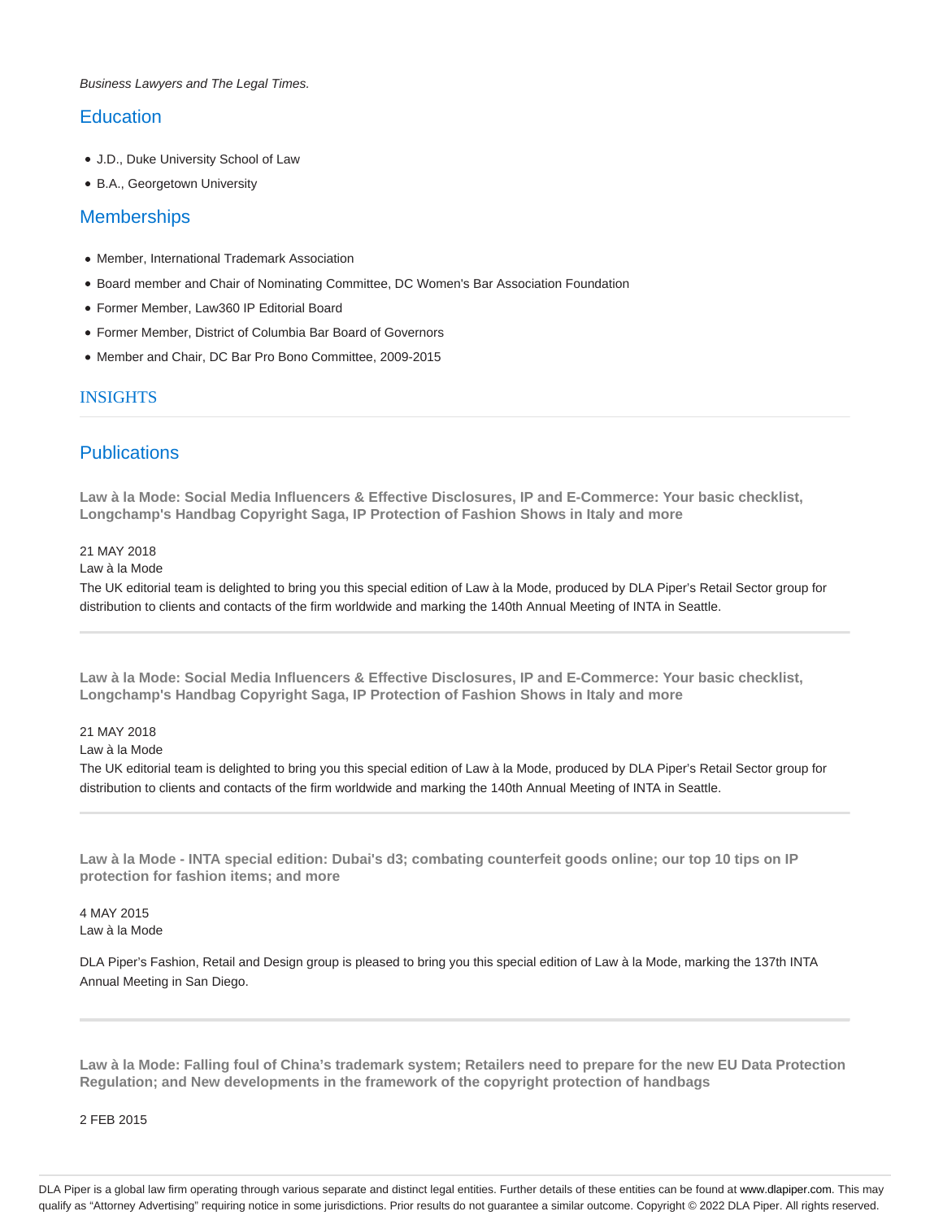*Business Lawyers and The Legal Times.*

## Education

- J.D., Duke University School of Law
- B.A., Georgetown University

## Memberships

- Member, International Trademark Association
- Board member and Chair of Nominating Committee, DC Women's Bar Association Foundation
- Former Member, Law360 IP Editorial Board
- Former Member, District of Columbia Bar Board of Governors
- Member and Chair, DC Bar Pro Bono Committee, 2009-2015

# INSIGHTS

## Publications

**Law à la Mode: Social Media Influencers & Effective Disclosures, IP and E-Commerce: Your basic checklist, Longchamp's Handbag Copyright Saga, IP Protection of Fashion Shows in Italy and more**

21 MAY 2018
Law à la Mode
The UK editorial team is delighted to bring you this special edition of Law à la Mode, produced by DLA Piper's Retail Sector group for distribution to clients and contacts of the firm worldwide and marking the 140th Annual Meeting of INTA in Seattle.

**Law à la Mode: Social Media Influencers & Effective Disclosures, IP and E-Commerce: Your basic checklist, Longchamp's Handbag Copyright Saga, IP Protection of Fashion Shows in Italy and more**

21 MAY 2018
Law à la Mode
The UK editorial team is delighted to bring you this special edition of Law à la Mode, produced by DLA Piper's Retail Sector group for distribution to clients and contacts of the firm worldwide and marking the 140th Annual Meeting of INTA in Seattle.

**Law à la Mode - INTA special edition: Dubai's d3; combating counterfeit goods online; our top 10 tips on IP protection for fashion items; and more**

4 MAY 2015
Law à la Mode

DLA Piper's Fashion, Retail and Design group is pleased to bring you this special edition of Law à la Mode, marking the 137th INTA Annual Meeting in San Diego.

**Law à la Mode: Falling foul of China's trademark system; Retailers need to prepare for the new EU Data Protection Regulation; and New developments in the framework of the copyright protection of handbags**

2 FEB 2015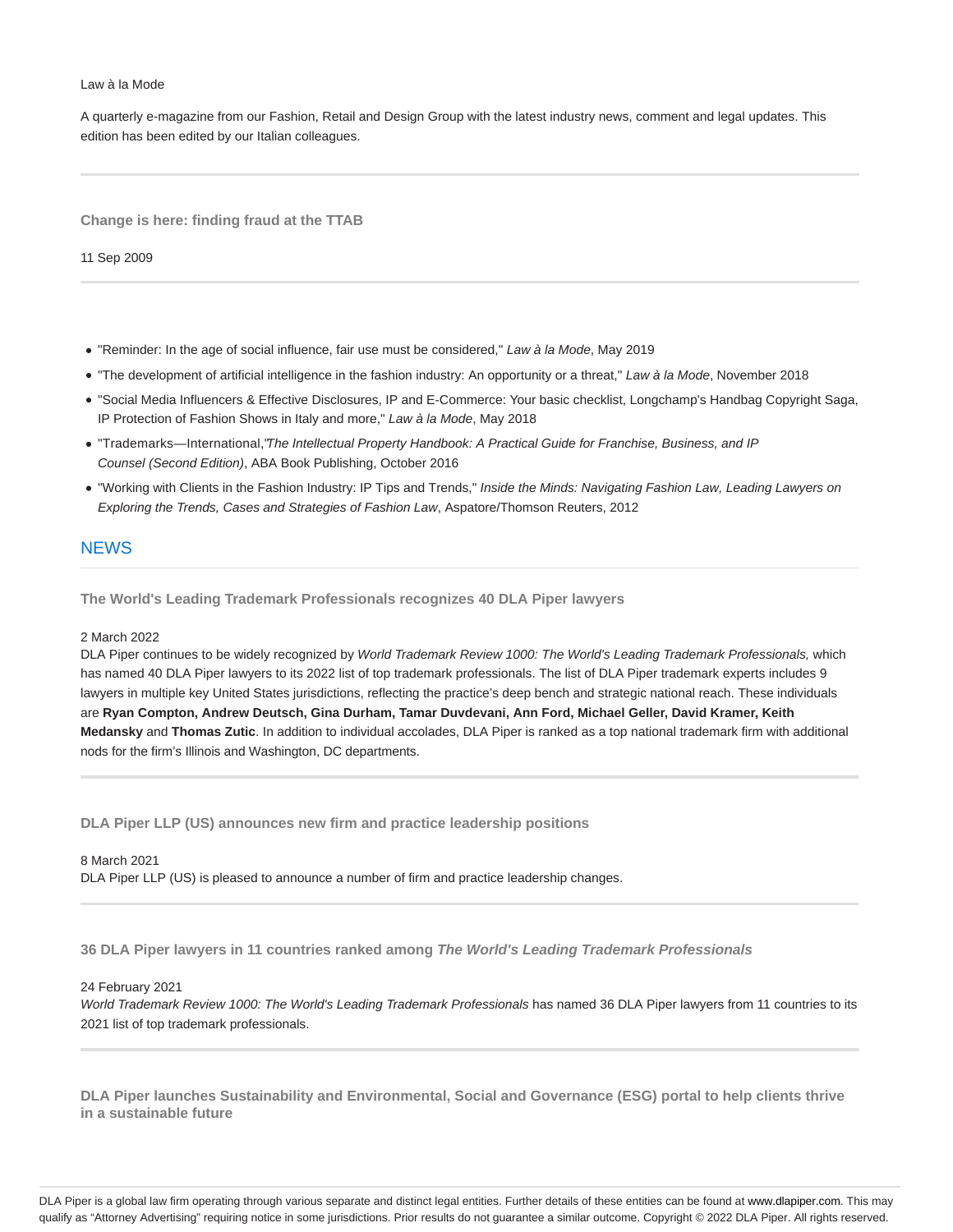Law à la Mode

A quarterly e-magazine from our Fashion, Retail and Design Group with the latest industry news, comment and legal updates. This edition has been edited by our Italian colleagues.

---

**Change is here: finding fraud at the TTAB**

11 Sep 2009

---

- "Reminder: In the age of social influence, fair use must be considered," *Law à la Mode*, May 2019
- "The development of artificial intelligence in the fashion industry: An opportunity or a threat," *Law à la Mode*, November 2018
- "Social Media Influencers & Effective Disclosures, IP and E-Commerce: Your basic checklist, Longchamp's Handbag Copyright Saga, IP Protection of Fashion Shows in Italy and more," *Law à la Mode*, May 2018
- "Trademarks—International,"*The Intellectual Property Handbook: A Practical Guide for Franchise, Business, and IP Counsel (Second Edition)*, ABA Book Publishing, October 2016
- "Working with Clients in the Fashion Industry: IP Tips and Trends," *Inside the Minds: Navigating Fashion Law, Leading Lawyers on Exploring the Trends, Cases and Strategies of Fashion Law*, Aspatore/Thomson Reuters, 2012

## NEWS

**The World's Leading Trademark Professionals recognizes 40 DLA Piper lawyers**

2 March 2022

DLA Piper continues to be widely recognized by *World Trademark Review 1000: The World's Leading Trademark Professionals,* which has named 40 DLA Piper lawyers to its 2022 list of top trademark professionals. The list of DLA Piper trademark experts includes 9 lawyers in multiple key United States jurisdictions, reflecting the practice's deep bench and strategic national reach. These individuals are **Ryan Compton, Andrew Deutsch, Gina Durham, Tamar Duvdevani, Ann Ford, Michael Geller, David Kramer, Keith Medansky** and **Thomas Zutic**. In addition to individual accolades, DLA Piper is ranked as a top national trademark firm with additional nods for the firm's Illinois and Washington, DC departments.

---

**DLA Piper LLP (US) announces new firm and practice leadership positions**

8 March 2021

DLA Piper LLP (US) is pleased to announce a number of firm and practice leadership changes.

---

**36 DLA Piper lawyers in 11 countries ranked among *The World's Leading Trademark Professionals***

24 February 2021

*World Trademark Review 1000: The World's Leading Trademark Professionals* has named 36 DLA Piper lawyers from 11 countries to its 2021 list of top trademark professionals.

---

**DLA Piper launches Sustainability and Environmental, Social and Governance (ESG) portal to help clients thrive in a sustainable future**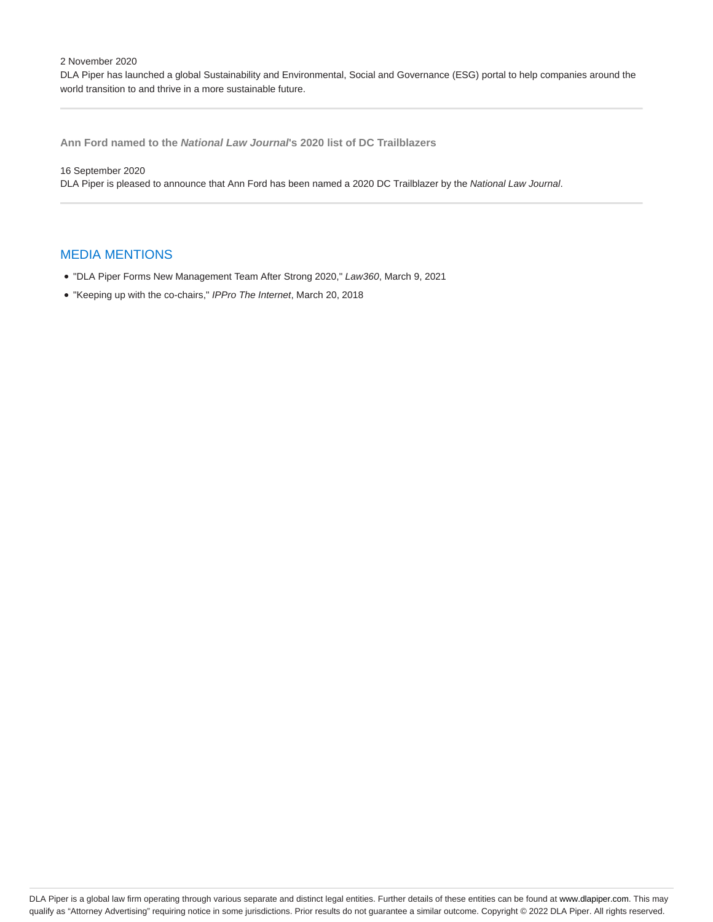2 November 2020
DLA Piper has launched a global Sustainability and Environmental, Social and Governance (ESG) portal to help companies around the world transition to and thrive in a more sustainable future.

---

**Ann Ford named to the *National Law Journal*'s 2020 list of DC Trailblazers**

16 September 2020
DLA Piper is pleased to announce that Ann Ford has been named a 2020 DC Trailblazer by the *National Law Journal*.

---

## MEDIA MENTIONS

- "DLA Piper Forms New Management Team After Strong 2020," *Law360*, March 9, 2021
- "Keeping up with the co-chairs," *IPPro The Internet*, March 20, 2018

DLA Piper is a global law firm operating through various separate and distinct legal entities. Further details of these entities can be found at www.dlapiper.com. This may qualify as "Attorney Advertising" requiring notice in some jurisdictions. Prior results do not guarantee a similar outcome. Copyright © 2022 DLA Piper. All rights reserved.